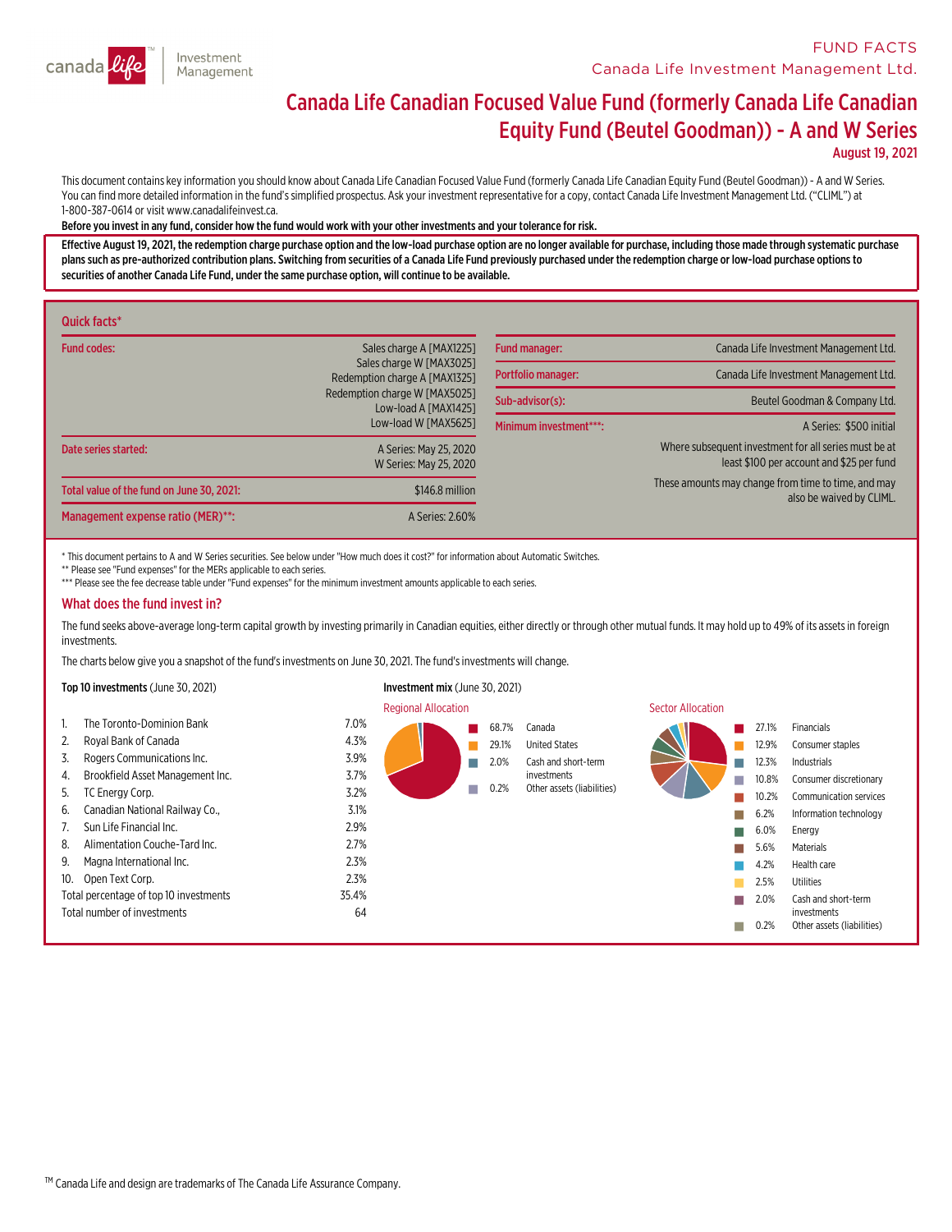FUND FACTS

Canada Life Investment Management Ltd.

# Canada Life Canadian Focused Value Fund (formerly Canada Life Canadian Equity Fund (Beutel Goodman)) - A and W Series

**August 19, 2021**

This document contains key information you should know about Canada Life Canadian Focused Value Fund (formerly Canada Life Canadian Equity Fund (Beutel Goodman)) - A and W Series. You can find more detailed information in the fund's simplified prospectus. Ask your investment representative for a copy, contact Canada Life Investment Management Ltd. ("CLIML") at 1-800-387-0614 or visit www.canadalifeinvest.ca.

**Before you invest in any fund, consider how the fund would work with your other investments and your tolerance for risk.**

**Effective August 19, 2021, the redemption charge purchase option and the low-load purchase option are no longer available for purchase, including those made through systematic purchase plans such as pre-authorized contribution plans. Switching from securities of a Canada Life Fund previously purchased under the redemption charge or low-load purchase options to securities of another Canada Life Fund, under the same purchase option, will continue to be available.**

## Quick facts*

| | |
|---|---|
| **Fund codes:** | Sales charge A [MAX1225]<br>Sales charge W [MAX3025]<br>Redemption charge A [MAX1325]<br>Redemption charge W [MAX5025]<br>Low-load A [MAX1425]<br>Low-load W [MAX5625] |
| **Date series started:** | A Series: May 25, 2020<br>W Series: May 25, 2020 |
| **Total value of the fund on June 30, 2021:** | $146.8 million |
| **Management expense ratio (MER)**:** | A Series: 2.60% |

| | |
|---|---|
| **Fund manager:** | Canada Life Investment Management Ltd. |
| **Portfolio manager:** | Canada Life Investment Management Ltd. |
| **Sub-advisor(s):** | Beutel Goodman & Company Ltd. |
| **Minimum investment***:** | A Series: $500 initial<br>Where subsequent investment for all series must be at least $100 per account and $25 per fund<br>These amounts may change from time to time, and may also be waived by CLIML. |

* This document pertains to A and W Series securities. See below under "How much does it cost?" for information about Automatic Switches.

** Please see "Fund expenses" for the MERs applicable to each series.

*** Please see the fee decrease table under "Fund expenses" for the minimum investment amounts applicable to each series.

## What does the fund invest in?

The fund seeks above-average long-term capital growth by investing primarily in Canadian equities, either directly or through other mutual funds. It may hold up to 49% of its assets in foreign investments.

The charts below give you a snapshot of the fund's investments on June 30, 2021. The fund's investments will change.

**Top 10 investments** (June 30, 2021)

| | | |
|---|---|---|
| 1. | The Toronto-Dominion Bank | 7.0% |
| 2. | Royal Bank of Canada | 4.3% |
| 3. | Rogers Communications Inc. | 3.9% |
| 4. | Brookfield Asset Management Inc. | 3.7% |
| 5. | TC Energy Corp. | 3.2% |
| 6. | Canadian National Railway Co., | 3.1% |
| 7. | Sun Life Financial Inc. | 2.9% |
| 8. | Alimentation Couche-Tard Inc. | 2.7% |
| 9. | Magna International Inc. | 2.3% |
| 10. | Open Text Corp. | 2.3% |
| | Total percentage of top 10 investments | 35.4% |
| | Total number of investments | 64 |

**Investment mix** (June 30, 2021)

Regional Allocation

| | |
|---|---|
| 68.7% | Canada |
| 29.1% | United States |
| 2.0% | Cash and short-term investments |
| 0.2% | Other assets (liabilities) |

Sector Allocation

| | |
|---|---|
| 27.1% | Financials |
| 12.9% | Consumer staples |
| 12.3% | Industrials |
| 10.8% | Consumer discretionary |
| 10.2% | Communication services |
| 6.2% | Information technology |
| 6.0% | Energy |
| 5.6% | Materials |
| 4.2% | Health care |
| 2.5% | Utilities |
| 2.0% | Cash and short-term investments |
| 0.2% | Other assets (liabilities) |

TM Canada Life and design are trademarks of The Canada Life Assurance Company.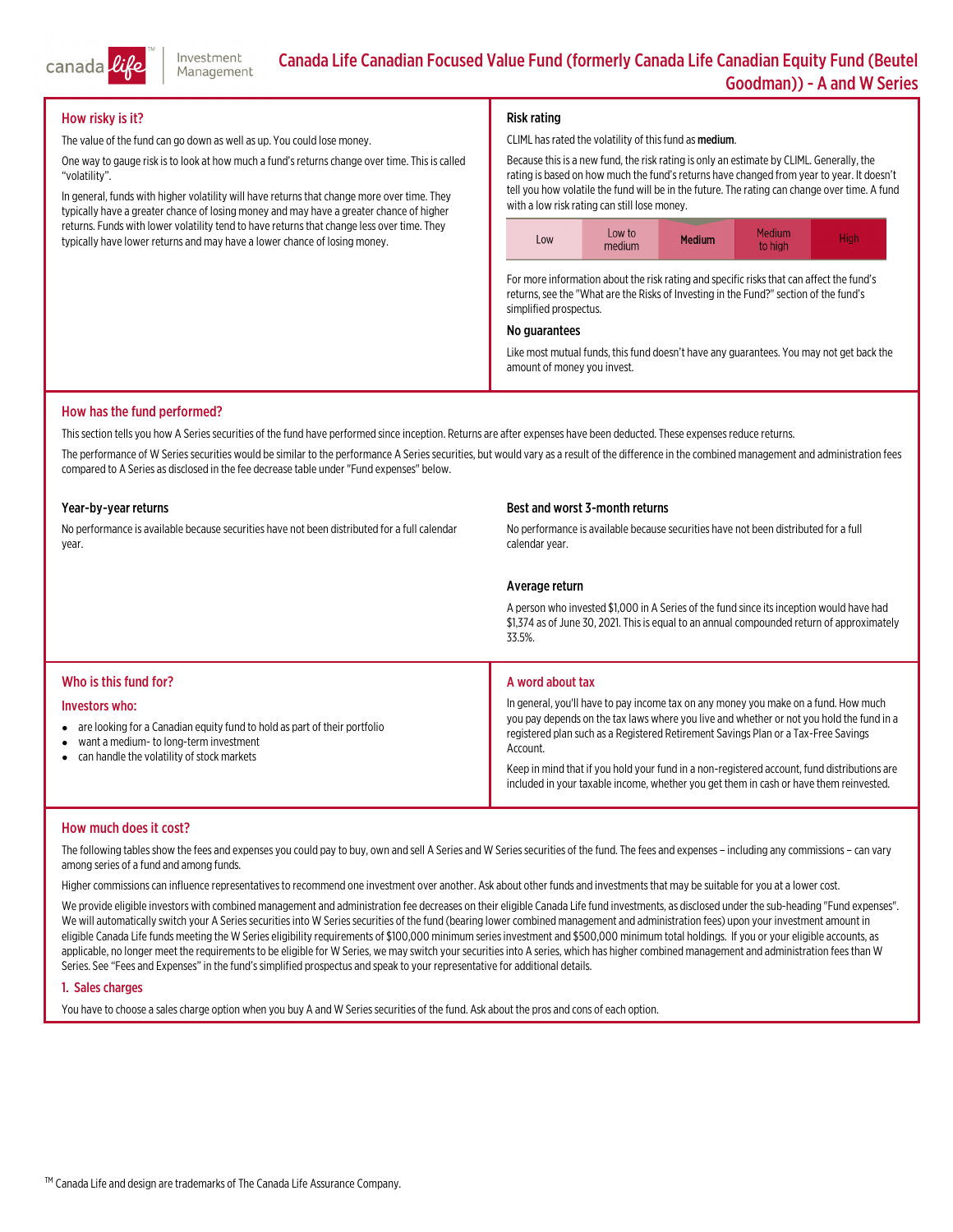# Canada Life Canadian Focused Value Fund (formerly Canada Life Canadian Equity Fund (Beutel Goodman)) - A and W Series

## How risky is it?

The value of the fund can go down as well as up. You could lose money.

One way to gauge risk is to look at how much a fund's returns change over time. This is called "volatility".

In general, funds with higher volatility will have returns that change more over time. They typically have a greater chance of losing money and may have a greater chance of higher returns. Funds with lower volatility tend to have returns that change less over time. They typically have lower returns and may have a lower chance of losing money.

### Risk rating

CLIML has rated the volatility of this fund as **medium**.

Because this is a new fund, the risk rating is only an estimate by CLIML. Generally, the rating is based on how much the fund's returns have changed from year to year. It doesn't tell you how volatile the fund will be in the future. The rating can change over time. A fund with a low risk rating can still lose money.

| Low | Low to medium | **Medium** | Medium to high | High |
|---|---|---|---|---|

For more information about the risk rating and specific risks that can affect the fund's returns, see the "What are the Risks of Investing in the Fund?" section of the fund's simplified prospectus.

### No guarantees

Like most mutual funds, this fund doesn't have any guarantees. You may not get back the amount of money you invest.

## How has the fund performed?

This section tells you how A Series securities of the fund have performed since inception. Returns are after expenses have been deducted. These expenses reduce returns.

The performance of W Series securities would be similar to the performance A Series securities, but would vary as a result of the difference in the combined management and administration fees compared to A Series as disclosed in the fee decrease table under "Fund expenses" below.

### Year-by-year returns

No performance is available because securities have not been distributed for a full calendar year.

### Best and worst 3-month returns

No performance is available because securities have not been distributed for a full calendar year.

### Average return

A person who invested $1,000 in A Series of the fund since its inception would have had $1,374 as of June 30, 2021. This is equal to an annual compounded return of approximately 33.5%.

## Who is this fund for?

### Investors who:

- are looking for a Canadian equity fund to hold as part of their portfolio
- want a medium- to long-term investment
- can handle the volatility of stock markets

## A word about tax

In general, you'll have to pay income tax on any money you make on a fund. How much you pay depends on the tax laws where you live and whether or not you hold the fund in a registered plan such as a Registered Retirement Savings Plan or a Tax-Free Savings Account.

Keep in mind that if you hold your fund in a non-registered account, fund distributions are included in your taxable income, whether you get them in cash or have them reinvested.

## How much does it cost?

The following tables show the fees and expenses you could pay to buy, own and sell A Series and W Series securities of the fund. The fees and expenses – including any commissions – can vary among series of a fund and among funds.

Higher commissions can influence representatives to recommend one investment over another. Ask about other funds and investments that may be suitable for you at a lower cost.

We provide eligible investors with combined management and administration fee decreases on their eligible Canada Life fund investments, as disclosed under the sub-heading "Fund expenses". We will automatically switch your A Series securities into W Series securities of the fund (bearing lower combined management and administration fees) upon your investment amount in eligible Canada Life funds meeting the W Series eligibility requirements of $100,000 minimum series investment and $500,000 minimum total holdings. If you or your eligible accounts, as applicable, no longer meet the requirements to be eligible for W Series, we may switch your securities into A series, which has higher combined management and administration fees than W Series. See "Fees and Expenses" in the fund's simplified prospectus and speak to your representative for additional details.

### 1. Sales charges

You have to choose a sales charge option when you buy A and W Series securities of the fund. Ask about the pros and cons of each option.

TM Canada Life and design are trademarks of The Canada Life Assurance Company.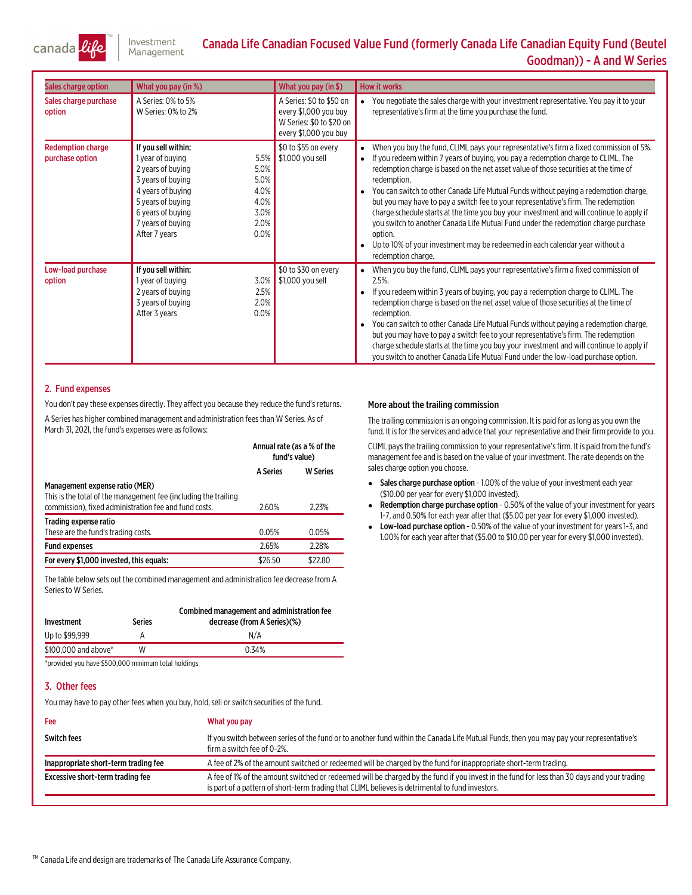# Canada Life Canadian Focused Value Fund (formerly Canada Life Canadian Equity Fund (Beutel Goodman)) - A and W Series

| Sales charge option | What you pay (in %) | | What you pay (in $) | How it works |
|---|---|---|---|---|
| Sales charge purchase option | A Series: 0% to 5%<br>W Series: 0% to 2% | | A Series: $0 to $50 on every $1,000 you buy<br>W Series: $0 to $20 on every $1,000 you buy | • You negotiate the sales charge with your investment representative. You pay it to your representative's firm at the time you purchase the fund. |
| Redemption charge purchase option | **If you sell within:**<br>1 year of buying<br>2 years of buying<br>3 years of buying<br>4 years of buying<br>5 years of buying<br>6 years of buying<br>7 years of buying<br>After 7 years | <br>5.5%<br>5.0%<br>5.0%<br>4.0%<br>4.0%<br>3.0%<br>2.0%<br>0.0% | $0 to $55 on every $1,000 you sell | • When you buy the fund, CLIML pays your representative's firm a fixed commission of 5%.<br>• If you redeem within 7 years of buying, you pay a redemption charge to CLIML. The redemption charge is based on the net asset value of those securities at the time of redemption.<br>• You can switch to other Canada Life Mutual Funds without paying a redemption charge, but you may have to pay a switch fee to your representative's firm. The redemption charge schedule starts at the time you buy your investment and will continue to apply if you switch to another Canada Life Mutual Fund under the redemption charge purchase option.<br>• Up to 10% of your investment may be redeemed in each calendar year without a redemption charge. |
| Low-load purchase option | **If you sell within:**<br>1 year of buying<br>2 years of buying<br>3 years of buying<br>After 3 years | <br>3.0%<br>2.5%<br>2.0%<br>0.0% | $0 to $30 on every $1,000 you sell | • When you buy the fund, CLIML pays your representative's firm a fixed commission of 2.5%.<br>• If you redeem within 3 years of buying, you pay a redemption charge to CLIML. The redemption charge is based on the net asset value of those securities at the time of redemption.<br>• You can switch to other Canada Life Mutual Funds without paying a redemption charge, but you may have to pay a switch fee to your representative's firm. The redemption charge schedule starts at the time you buy your investment and will continue to apply if you switch to another Canada Life Mutual Fund under the low-load purchase option. |

## 2. Fund expenses

You don't pay these expenses directly. They affect you because they reduce the fund's returns.

A Series has higher combined management and administration fees than W Series. As of March 31, 2021, the fund's expenses were as follows:

| | Annual rate (as a % of the fund's value) | |
|---|---|---|
| | **A Series** | **W Series** |
| **Management expense ratio (MER)**<br>This is the total of the management fee (including the trailing commission), fixed administration fee and fund costs. | 2.60% | 2.23% |
| **Trading expense ratio**<br>These are the fund's trading costs. | 0.05% | 0.05% |
| **Fund expenses** | 2.65% | 2.28% |
| **For every $1,000 invested, this equals:** | $26.50 | $22.80 |

The table below sets out the combined management and administration fee decrease from A Series to W Series.

| Investment | Series | Combined management and administration fee decrease (from A Series)(%) |
|---|---|---|
| Up to $99,999 | A | N/A |
| $100,000 and above* | W | 0.34% |

*provided you have $500,000 minimum total holdings

### More about the trailing commission

The trailing commission is an ongoing commission. It is paid for as long as you own the fund. It is for the services and advice that your representative and their firm provide to you.

CLIML pays the trailing commission to your representative's firm. It is paid from the fund's management fee and is based on the value of your investment. The rate depends on the sales charge option you choose.

- **Sales charge purchase option** - 1.00% of the value of your investment each year ($10.00 per year for every $1,000 invested).
- **Redemption charge purchase option** - 0.50% of the value of your investment for years 1-7, and 0.50% for each year after that ($5.00 per year for every $1,000 invested).
- **Low-load purchase option** - 0.50% of the value of your investment for years 1-3, and 1.00% for each year after that ($5.00 to $10.00 per year for every $1,000 invested).

## 3. Other fees

You may have to pay other fees when you buy, hold, sell or switch securities of the fund.

| Fee | What you pay |
|---|---|
| **Switch fees** | If you switch between series of the fund or to another fund within the Canada Life Mutual Funds, then you may pay your representative's firm a switch fee of 0-2%. |
| **Inappropriate short-term trading fee** | A fee of 2% of the amount switched or redeemed will be charged by the fund for inappropriate short-term trading. |
| **Excessive short-term trading fee** | A fee of 1% of the amount switched or redeemed will be charged by the fund if you invest in the fund for less than 30 days and your trading is part of a pattern of short-term trading that CLIML believes is detrimental to fund investors. |

™ Canada Life and design are trademarks of The Canada Life Assurance Company.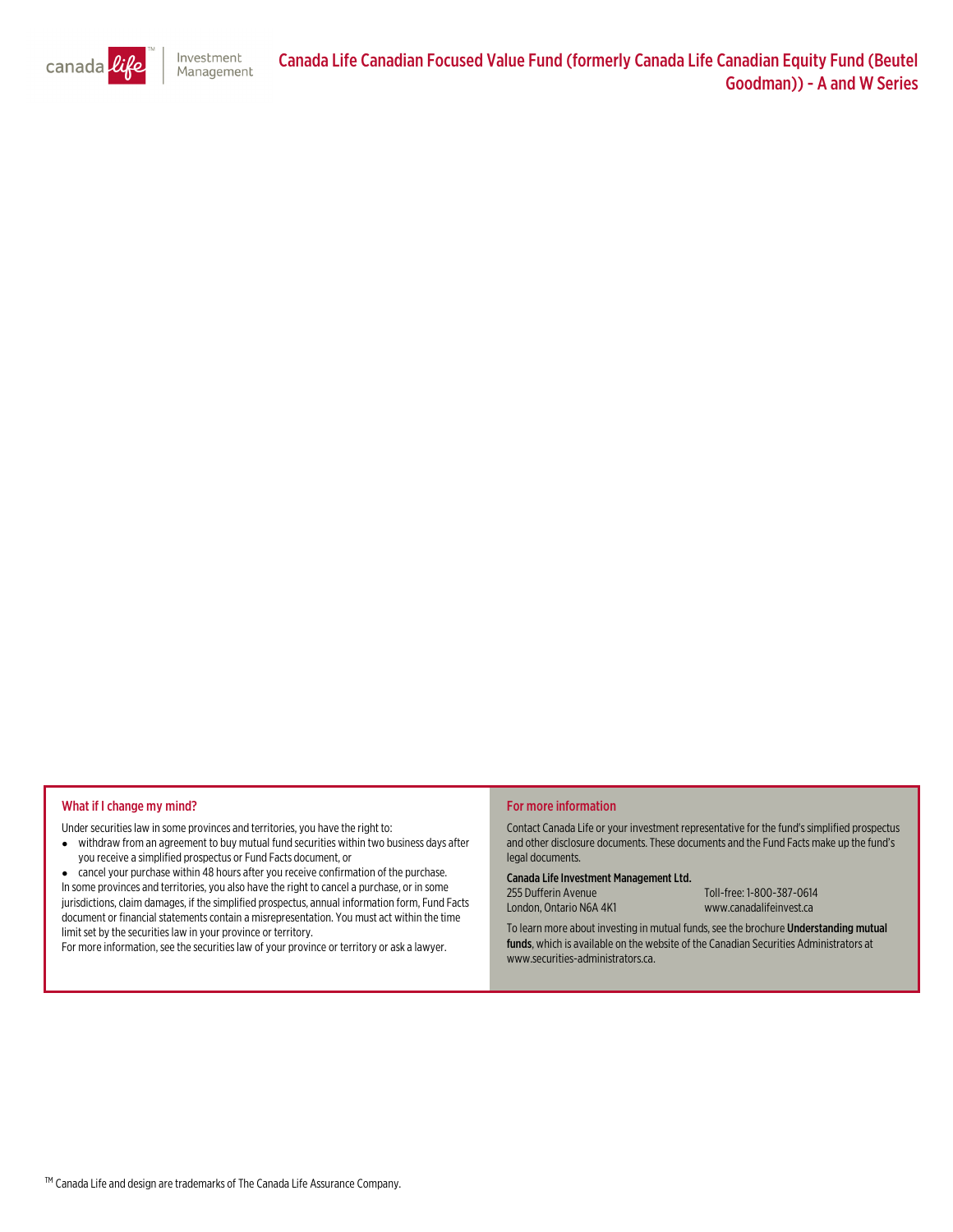## What if I change my mind?

Under securities law in some provinces and territories, you have the right to:

- withdraw from an agreement to buy mutual fund securities within two business days after you receive a simplified prospectus or Fund Facts document, or
- cancel your purchase within 48 hours after you receive confirmation of the purchase.

In some provinces and territories, you also have the right to cancel a purchase, or in some jurisdictions, claim damages, if the simplified prospectus, annual information form, Fund Facts document or financial statements contain a misrepresentation. You must act within the time limit set by the securities law in your province or territory.

For more information, see the securities law of your province or territory or ask a lawyer.

## For more information

Contact Canada Life or your investment representative for the fund's simplified prospectus and other disclosure documents. These documents and the Fund Facts make up the fund's legal documents.

**Canada Life Investment Management Ltd.**
255 Dufferin Avenue
London, Ontario N6A 4K1
Toll-free: 1-800-387-0614
www.canadalifeinvest.ca

To learn more about investing in mutual funds, see the brochure **Understanding mutual funds**, which is available on the website of the Canadian Securities Administrators at www.securities-administrators.ca.

TM Canada Life and design are trademarks of The Canada Life Assurance Company.